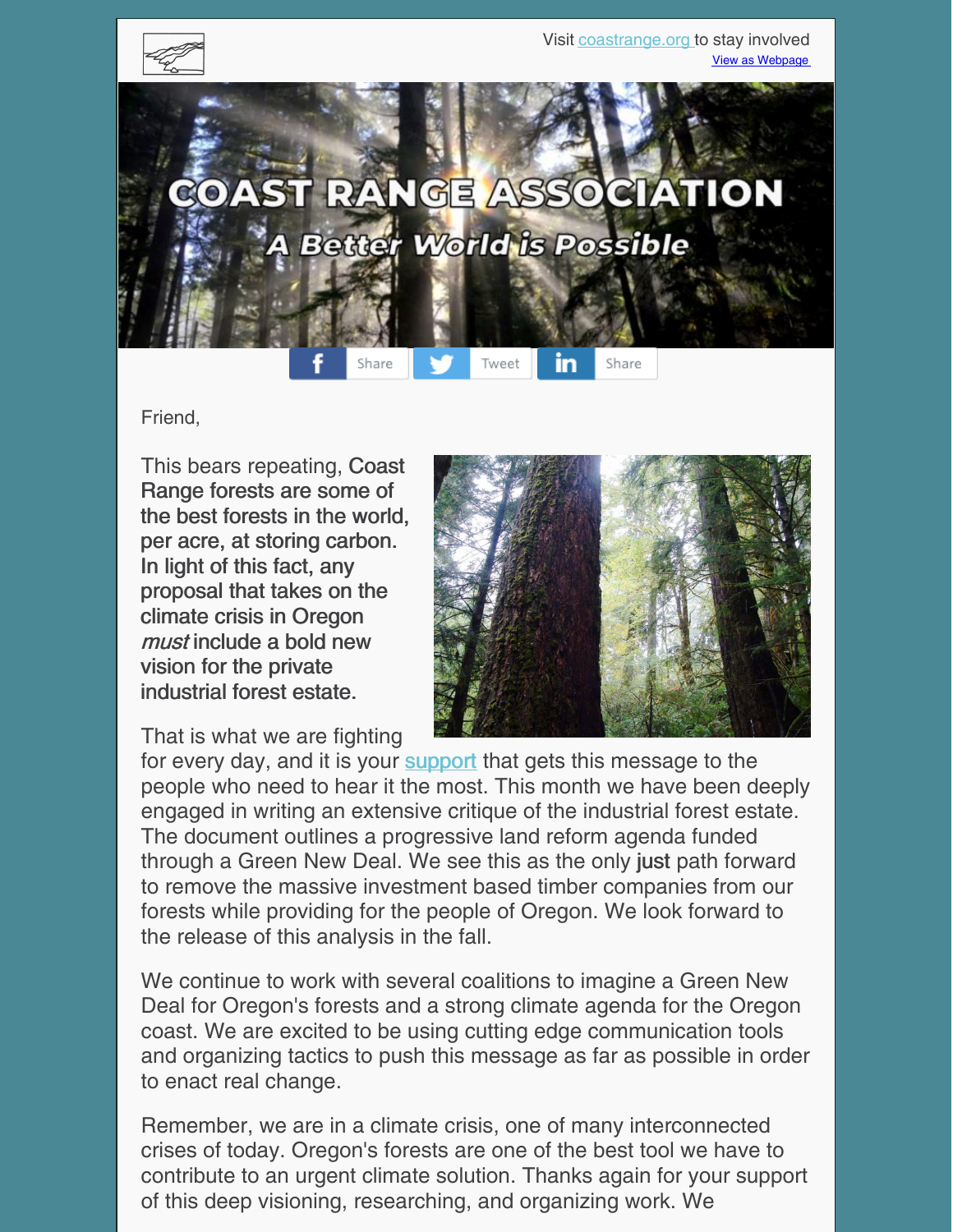Visit coastrange.org to stay involved
View as Webpage

# COAST RANGE ASSOCIATION

## A Better World is Possible

Share Tweet Share

Friend,

This bears repeating, **Coast Range forests are some of the best forests in the world, per acre, at storing carbon. In light of this fact, any proposal that takes on the climate crisis in Oregon *must* include a bold new vision for the private industrial forest estate.**

That is what we are fighting for every day, and it is your support that gets this message to the people who need to hear it the most. This month we have been deeply engaged in writing an extensive critique of the industrial forest estate. The document outlines a progressive land reform agenda funded through a Green New Deal. We see this as the only **just** path forward to remove the massive investment based timber companies from our forests while providing for the people of Oregon. We look forward to the release of this analysis in the fall.

We continue to work with several coalitions to imagine a Green New Deal for Oregon's forests and a strong climate agenda for the Oregon coast. We are excited to be using cutting edge communication tools and organizing tactics to push this message as far as possible in order to enact real change.

Remember, we are in a climate crisis, one of many interconnected crises of today. Oregon's forests are one of the best tool we have to contribute to an urgent climate solution. Thanks again for your support of this deep visioning, researching, and organizing work. We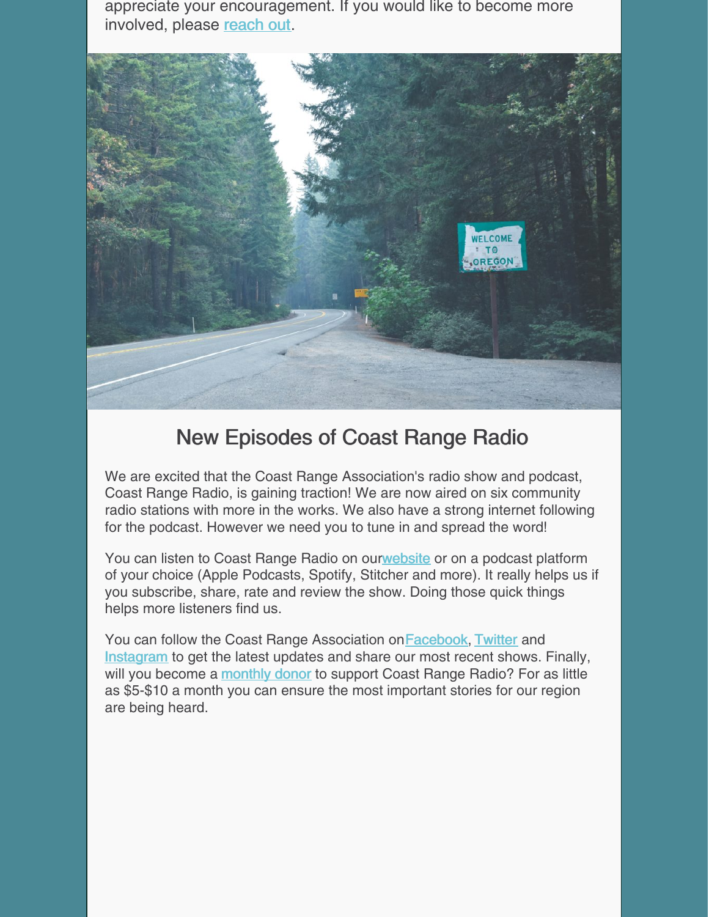appreciate your encouragement. If you would like to become more involved, please reach out.

## New Episodes of Coast Range Radio

We are excited that the Coast Range Association's radio show and podcast, Coast Range Radio, is gaining traction! We are now aired on six community radio stations with more in the works. We also have a strong internet following for the podcast. However we need you to tune in and spread the word!

You can listen to Coast Range Radio on ourwebsite or on a podcast platform of your choice (Apple Podcasts, Spotify, Stitcher and more). It really helps us if you subscribe, share, rate and review the show. Doing those quick things helps more listeners find us.

You can follow the Coast Range Association onFacebook, Twitter and Instagram to get the latest updates and share our most recent shows. Finally, will you become a monthly donor to support Coast Range Radio? For as little as $5-$10 a month you can ensure the most important stories for our region are being heard.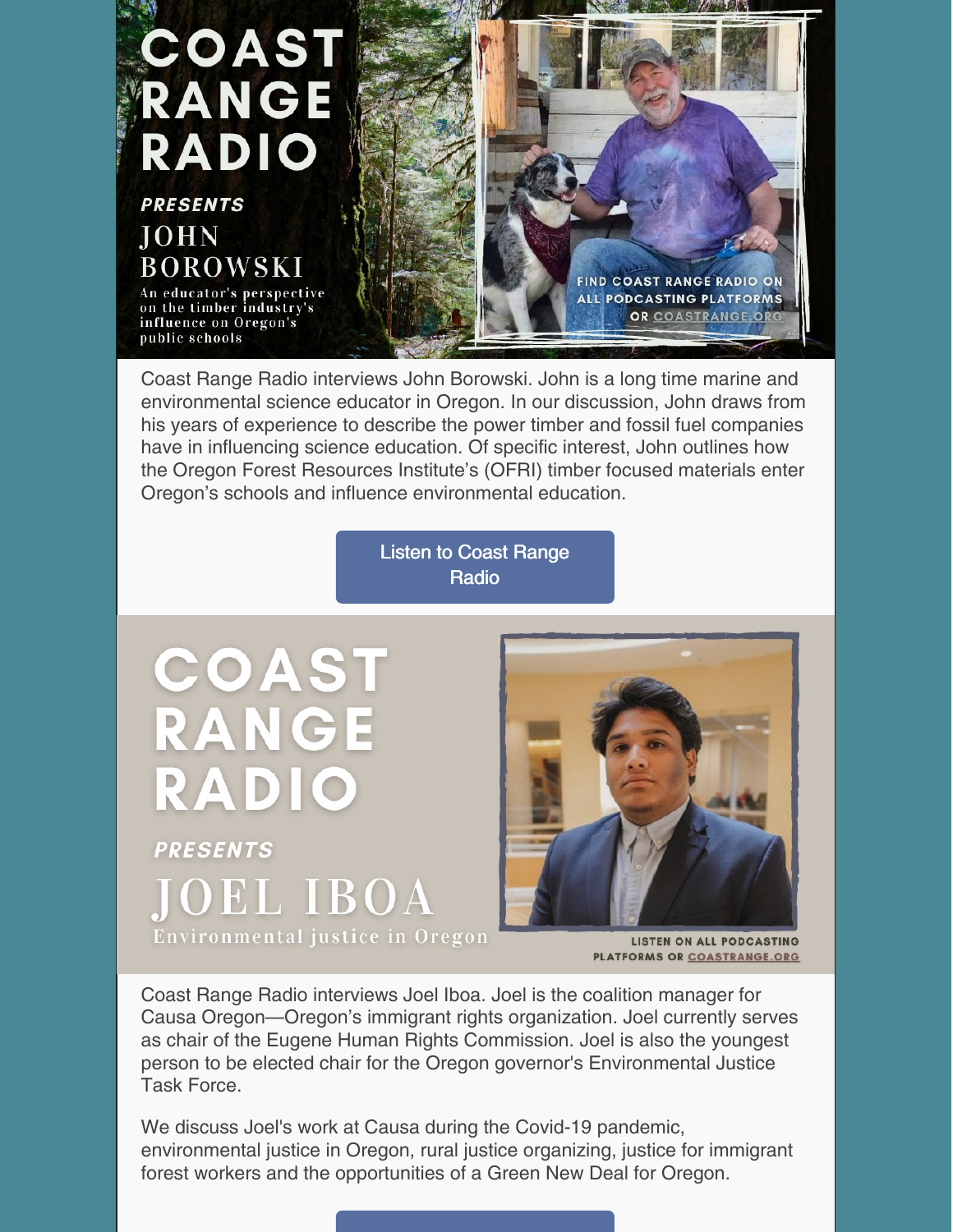# COAST RANGE RADIO

***PRESENTS***

## JOHN BOROWSKI

An educator's perspective on the timber industry's influence on Oregon's public schools

FIND COAST RANGE RADIO ON ALL PODCASTING PLATFORMS OR COASTRANGE.ORG

Coast Range Radio interviews John Borowski. John is a long time marine and environmental science educator in Oregon. In our discussion, John draws from his years of experience to describe the power timber and fossil fuel companies have in influencing science education. Of specific interest, John outlines how the Oregon Forest Resources Institute's (OFRI) timber focused materials enter Oregon's schools and influence environmental education.

Listen to Coast Range Radio

# COAST RANGE RADIO

***PRESENTS***

## JOEL IBOA

Environmental justice in Oregon

LISTEN ON ALL PODCASTING PLATFORMS OR COASTRANGE.ORG

Coast Range Radio interviews Joel Iboa. Joel is the coalition manager for Causa Oregon—Oregon's immigrant rights organization. Joel currently serves as chair of the Eugene Human Rights Commission. Joel is also the youngest person to be elected chair for the Oregon governor's Environmental Justice Task Force.

We discuss Joel's work at Causa during the Covid-19 pandemic, environmental justice in Oregon, rural justice organizing, justice for immigrant forest workers and the opportunities of a Green New Deal for Oregon.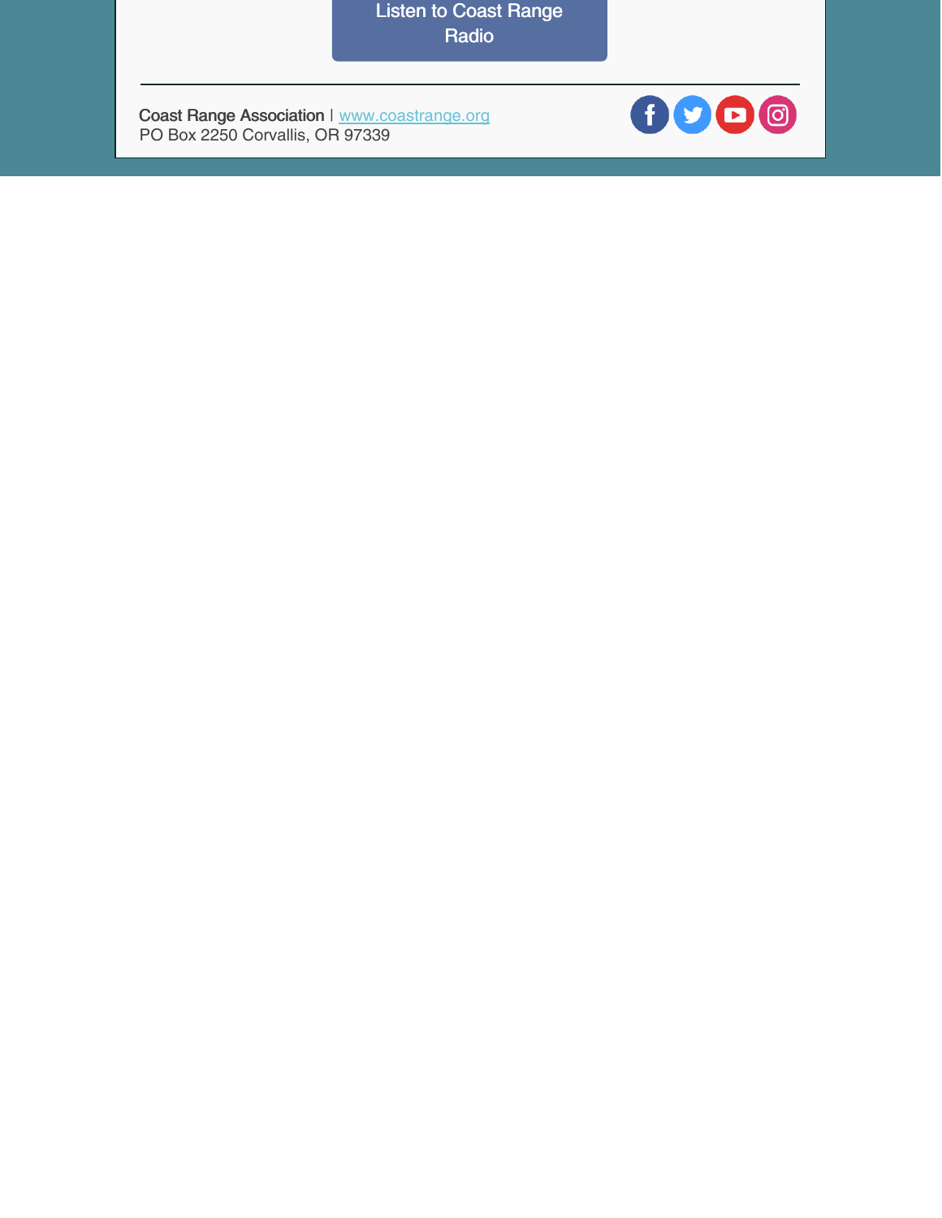Listen to Coast Range Radio

---

**Coast Range Association** | [www.coastrange.org](http://www.coastrange.org)
PO Box 2250 Corvallis, OR 97339